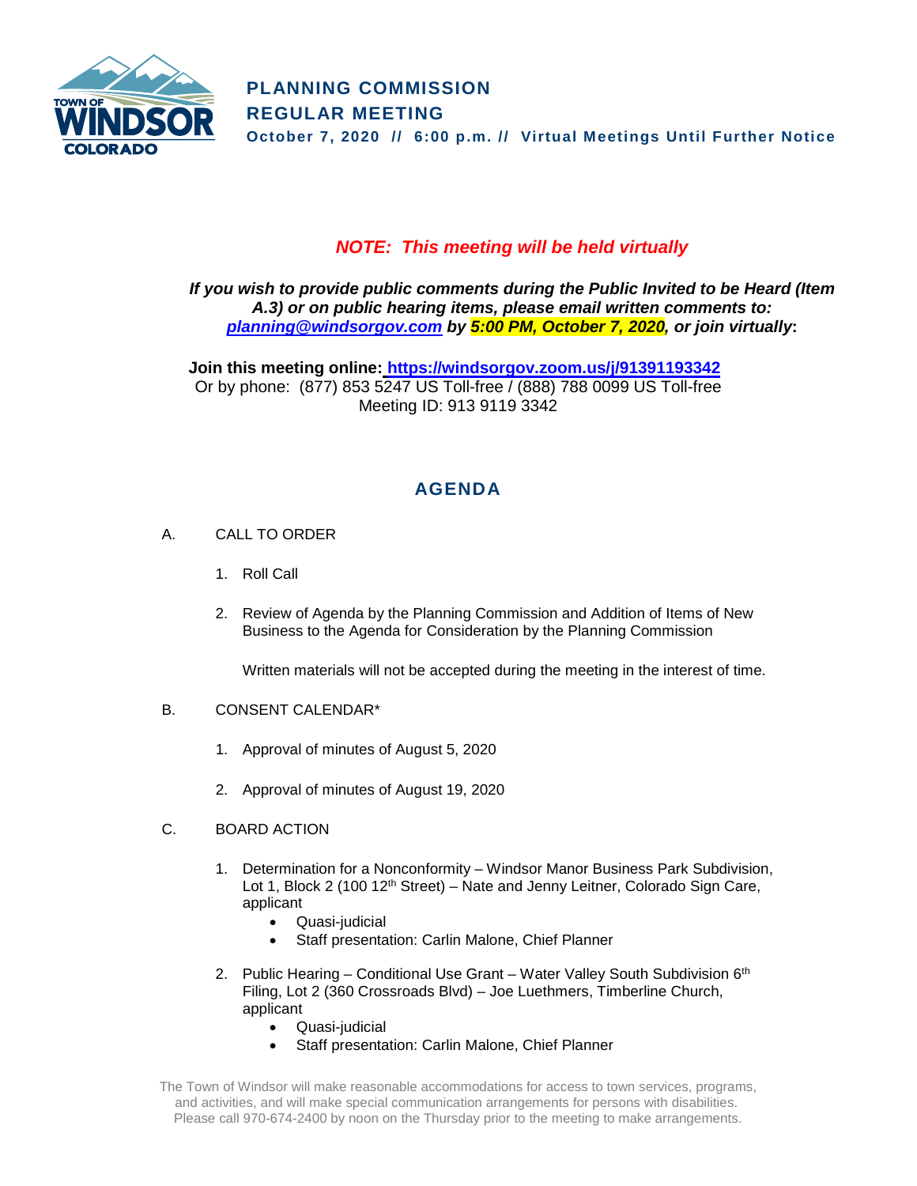# PLANNING COMMISSION
# REGULAR MEETING

**October 7, 2020 // 6:00 p.m. // Virtual Meetings Until Further Notice**

***NOTE: This meeting will be held virtually***

***If you wish to provide public comments during the Public Invited to be Heard (Item A.3) or on public hearing items, please email written comments to: [planning@windsorgov.com](mailto:planning@windsorgov.com) by 5:00 PM, October 7, 2020, or join virtually*:**

**Join this meeting online: [https://windsorgov.zoom.us/j/91391193342](https://windsorgov.zoom.us/j/91391193342)**
Or by phone: (877) 853 5247 US Toll-free / (888) 788 0099 US Toll-free
Meeting ID: 913 9119 3342

## AGENDA

A. CALL TO ORDER

1. Roll Call
2. Review of Agenda by the Planning Commission and Addition of Items of New Business to the Agenda for Consideration by the Planning Commission

   Written materials will not be accepted during the meeting in the interest of time.

B. CONSENT CALENDAR*

1. Approval of minutes of August 5, 2020
2. Approval of minutes of August 19, 2020

C. BOARD ACTION

1. Determination for a Nonconformity – Windsor Manor Business Park Subdivision, Lot 1, Block 2 (100 12th Street) – Nate and Jenny Leitner, Colorado Sign Care, applicant
   - Quasi-judicial
   - Staff presentation: Carlin Malone, Chief Planner
2. Public Hearing – Conditional Use Grant – Water Valley South Subdivision 6th Filing, Lot 2 (360 Crossroads Blvd) – Joe Luethmers, Timberline Church, applicant
   - Quasi-judicial
   - Staff presentation: Carlin Malone, Chief Planner

The Town of Windsor will make reasonable accommodations for access to town services, programs, and activities, and will make special communication arrangements for persons with disabilities. Please call 970-674-2400 by noon on the Thursday prior to the meeting to make arrangements.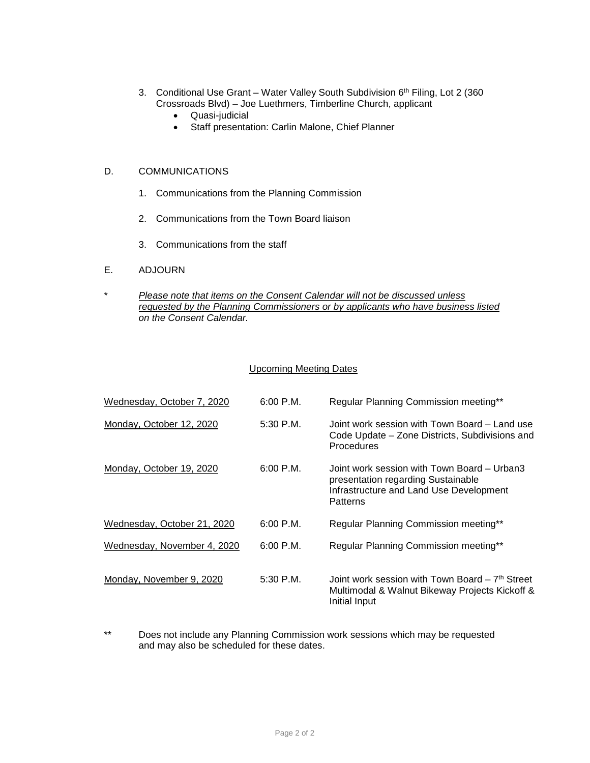3. Conditional Use Grant – Water Valley South Subdivision 6th Filing, Lot 2 (360 Crossroads Blvd) – Joe Luethmers, Timberline Church, applicant
    - Quasi-judicial
    - Staff presentation: Carlin Malone, Chief Planner

D. COMMUNICATIONS

1. Communications from the Planning Commission

2. Communications from the Town Board liaison

3. Communications from the staff

E. ADJOURN

\* *Please note that items on the Consent Calendar will not be discussed unless requested by the Planning Commissioners or by applicants who have business listed on the Consent Calendar.*

## Upcoming Meeting Dates

| | | |
|---|---|---|
| Wednesday, October 7, 2020 | 6:00 P.M. | Regular Planning Commission meeting** |
| Monday, October 12, 2020 | 5:30 P.M. | Joint work session with Town Board – Land use Code Update – Zone Districts, Subdivisions and Procedures |
| Monday, October 19, 2020 | 6:00 P.M. | Joint work session with Town Board – Urban3 presentation regarding Sustainable Infrastructure and Land Use Development Patterns |
| Wednesday, October 21, 2020 | 6:00 P.M. | Regular Planning Commission meeting** |
| Wednesday, November 4, 2020 | 6:00 P.M. | Regular Planning Commission meeting** |
| Monday, November 9, 2020 | 5:30 P.M. | Joint work session with Town Board – 7th Street Multimodal & Walnut Bikeway Projects Kickoff & Initial Input |

** Does not include any Planning Commission work sessions which may be requested and may also be scheduled for these dates.